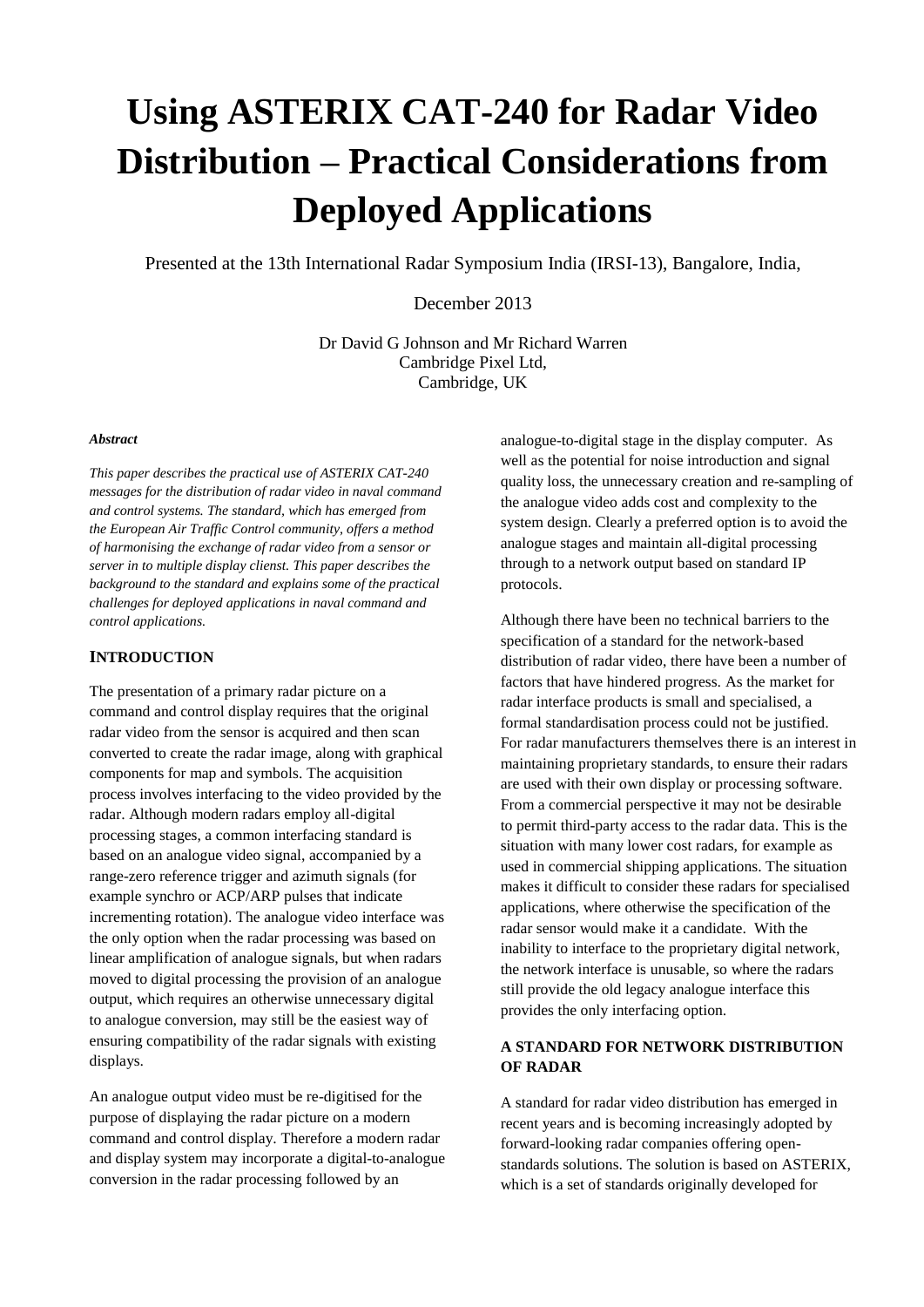# Using ASTERIX CAT-240 for Radar Video Distribution – Practical Considerations from Deployed Applications

Presented at the 13th International Radar Symposium India (IRSI-13), Bangalore, India,

December 2013

Dr David G Johnson and Mr Richard Warren
Cambridge Pixel Ltd,
Cambridge, UK

***Abstract***

*This paper describes the practical use of ASTERIX CAT-240 messages for the distribution of radar video in naval command and control systems. The standard, which has emerged from the European Air Traffic Control community, offers a method of harmonising the exchange of radar video from a sensor or server in to multiple display clienst. This paper describes the background to the standard and explains some of the practical challenges for deployed applications in naval command and control applications.*

## INTRODUCTION

The presentation of a primary radar picture on a command and control display requires that the original radar video from the sensor is acquired and then scan converted to create the radar image, along with graphical components for map and symbols. The acquisition process involves interfacing to the video provided by the radar. Although modern radars employ all-digital processing stages, a common interfacing standard is based on an analogue video signal, accompanied by a range-zero reference trigger and azimuth signals (for example synchro or ACP/ARP pulses that indicate incrementing rotation). The analogue video interface was the only option when the radar processing was based on linear amplification of analogue signals, but when radars moved to digital processing the provision of an analogue output, which requires an otherwise unnecessary digital to analogue conversion, may still be the easiest way of ensuring compatibility of the radar signals with existing displays.

An analogue output video must be re-digitised for the purpose of displaying the radar picture on a modern command and control display. Therefore a modern radar and display system may incorporate a digital-to-analogue conversion in the radar processing followed by an analogue-to-digital stage in the display computer. As well as the potential for noise introduction and signal quality loss, the unnecessary creation and re-sampling of the analogue video adds cost and complexity to the system design. Clearly a preferred option is to avoid the analogue stages and maintain all-digital processing through to a network output based on standard IP protocols.

Although there have been no technical barriers to the specification of a standard for the network-based distribution of radar video, there have been a number of factors that have hindered progress. As the market for radar interface products is small and specialised, a formal standardisation process could not be justified. For radar manufacturers themselves there is an interest in maintaining proprietary standards, to ensure their radars are used with their own display or processing software. From a commercial perspective it may not be desirable to permit third-party access to the radar data. This is the situation with many lower cost radars, for example as used in commercial shipping applications. The situation makes it difficult to consider these radars for specialised applications, where otherwise the specification of the radar sensor would make it a candidate. With the inability to interface to the proprietary digital network, the network interface is unusable, so where the radars still provide the old legacy analogue interface this provides the only interfacing option.

## A STANDARD FOR NETWORK DISTRIBUTION OF RADAR

A standard for radar video distribution has emerged in recent years and is becoming increasingly adopted by forward-looking radar companies offering open-standards solutions. The solution is based on ASTERIX, which is a set of standards originally developed for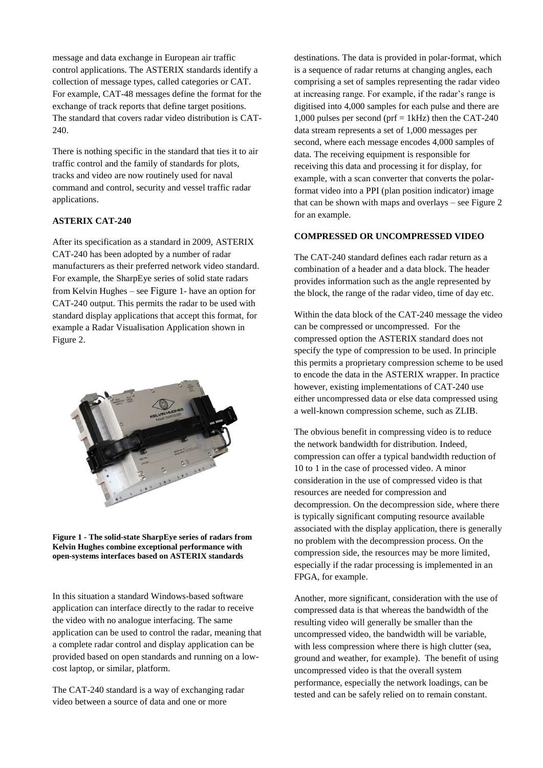message and data exchange in European air traffic control applications. The ASTERIX standards identify a collection of message types, called categories or CAT. For example, CAT-48 messages define the format for the exchange of track reports that define target positions. The standard that covers radar video distribution is CAT-240.

There is nothing specific in the standard that ties it to air traffic control and the family of standards for plots, tracks and video are now routinely used for naval command and control, security and vessel traffic radar applications.

## ASTERIX CAT-240

After its specification as a standard in 2009, ASTERIX CAT-240 has been adopted by a number of radar manufacturers as their preferred network video standard. For example, the SharpEye series of solid state radars from Kelvin Hughes – see Figure 1- have an option for CAT-240 output. This permits the radar to be used with standard display applications that accept this format, for example a Radar Visualisation Application shown in Figure 2.

**Figure 1 - The solid-state SharpEye series of radars from Kelvin Hughes combine exceptional performance with open-systems interfaces based on ASTERIX standards**

In this situation a standard Windows-based software application can interface directly to the radar to receive the video with no analogue interfacing. The same application can be used to control the radar, meaning that a complete radar control and display application can be provided based on open standards and running on a low-cost laptop, or similar, platform.

The CAT-240 standard is a way of exchanging radar video between a source of data and one or more destinations. The data is provided in polar-format, which is a sequence of radar returns at changing angles, each comprising a set of samples representing the radar video at increasing range. For example, if the radar's range is digitised into 4,000 samples for each pulse and there are 1,000 pulses per second (prf = 1kHz) then the CAT-240 data stream represents a set of 1,000 messages per second, where each message encodes 4,000 samples of data. The receiving equipment is responsible for receiving this data and processing it for display, for example, with a scan converter that converts the polar-format video into a PPI (plan position indicator) image that can be shown with maps and overlays – see Figure 2 for an example.

## COMPRESSED OR UNCOMPRESSED VIDEO

The CAT-240 standard defines each radar return as a combination of a header and a data block. The header provides information such as the angle represented by the block, the range of the radar video, time of day etc.

Within the data block of the CAT-240 message the video can be compressed or uncompressed. For the compressed option the ASTERIX standard does not specify the type of compression to be used. In principle this permits a proprietary compression scheme to be used to encode the data in the ASTERIX wrapper. In practice however, existing implementations of CAT-240 use either uncompressed data or else data compressed using a well-known compression scheme, such as ZLIB.

The obvious benefit in compressing video is to reduce the network bandwidth for distribution. Indeed, compression can offer a typical bandwidth reduction of 10 to 1 in the case of processed video. A minor consideration in the use of compressed video is that resources are needed for compression and decompression. On the decompression side, where there is typically significant computing resource available associated with the display application, there is generally no problem with the decompression process. On the compression side, the resources may be more limited, especially if the radar processing is implemented in an FPGA, for example.

Another, more significant, consideration with the use of compressed data is that whereas the bandwidth of the resulting video will generally be smaller than the uncompressed video, the bandwidth will be variable, with less compression where there is high clutter (sea, ground and weather, for example). The benefit of using uncompressed video is that the overall system performance, especially the network loadings, can be tested and can be safely relied on to remain constant.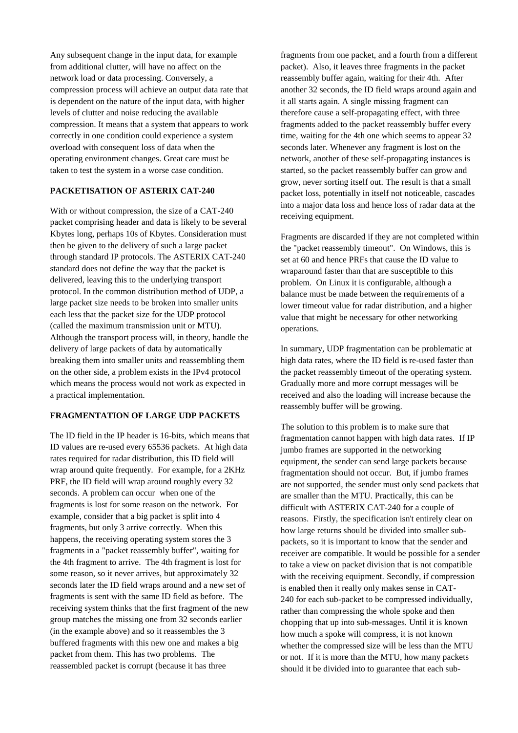Any subsequent change in the input data, for example from additional clutter, will have no affect on the network load or data processing. Conversely, a compression process will achieve an output data rate that is dependent on the nature of the input data, with higher levels of clutter and noise reducing the available compression. It means that a system that appears to work correctly in one condition could experience a system overload with consequent loss of data when the operating environment changes. Great care must be taken to test the system in a worse case condition.

## PACKETISATION OF ASTERIX CAT-240

With or without compression, the size of a CAT-240 packet comprising header and data is likely to be several Kbytes long, perhaps 10s of Kbytes. Consideration must then be given to the delivery of such a large packet through standard IP protocols. The ASTERIX CAT-240 standard does not define the way that the packet is delivered, leaving this to the underlying transport protocol. In the common distribution method of UDP, a large packet size needs to be broken into smaller units each less that the packet size for the UDP protocol (called the maximum transmission unit or MTU). Although the transport process will, in theory, handle the delivery of large packets of data by automatically breaking them into smaller units and reassembling them on the other side, a problem exists in the IPv4 protocol which means the process would not work as expected in a practical implementation.

## FRAGMENTATION OF LARGE UDP PACKETS

The ID field in the IP header is 16-bits, which means that ID values are re-used every 65536 packets. At high data rates required for radar distribution, this ID field will wrap around quite frequently. For example, for a 2KHz PRF, the ID field will wrap around roughly every 32 seconds. A problem can occur when one of the fragments is lost for some reason on the network. For example, consider that a big packet is split into 4 fragments, but only 3 arrive correctly. When this happens, the receiving operating system stores the 3 fragments in a "packet reassembly buffer", waiting for the 4th fragment to arrive. The 4th fragment is lost for some reason, so it never arrives, but approximately 32 seconds later the ID field wraps around and a new set of fragments is sent with the same ID field as before. The receiving system thinks that the first fragment of the new group matches the missing one from 32 seconds earlier (in the example above) and so it reassembles the 3 buffered fragments with this new one and makes a big packet from them. This has two problems. The reassembled packet is corrupt (because it has three fragments from one packet, and a fourth from a different packet). Also, it leaves three fragments in the packet reassembly buffer again, waiting for their 4th. After another 32 seconds, the ID field wraps around again and it all starts again. A single missing fragment can therefore cause a self-propagating effect, with three fragments added to the packet reassembly buffer every time, waiting for the 4th one which seems to appear 32 seconds later. Whenever any fragment is lost on the network, another of these self-propagating instances is started, so the packet reassembly buffer can grow and grow, never sorting itself out. The result is that a small packet loss, potentially in itself not noticeable, cascades into a major data loss and hence loss of radar data at the receiving equipment.

Fragments are discarded if they are not completed within the "packet reassembly timeout". On Windows, this is set at 60 and hence PRFs that cause the ID value to wraparound faster than that are susceptible to this problem. On Linux it is configurable, although a balance must be made between the requirements of a lower timeout value for radar distribution, and a higher value that might be necessary for other networking operations.

In summary, UDP fragmentation can be problematic at high data rates, where the ID field is re-used faster than the packet reassembly timeout of the operating system. Gradually more and more corrupt messages will be received and also the loading will increase because the reassembly buffer will be growing.

The solution to this problem is to make sure that fragmentation cannot happen with high data rates. If IP jumbo frames are supported in the networking equipment, the sender can send large packets because fragmentation should not occur. But, if jumbo frames are not supported, the sender must only send packets that are smaller than the MTU. Practically, this can be difficult with ASTERIX CAT-240 for a couple of reasons. Firstly, the specification isn't entirely clear on how large returns should be divided into smaller sub-packets, so it is important to know that the sender and receiver are compatible. It would be possible for a sender to take a view on packet division that is not compatible with the receiving equipment. Secondly, if compression is enabled then it really only makes sense in CAT-240 for each sub-packet to be compressed individually, rather than compressing the whole spoke and then chopping that up into sub-messages. Until it is known how much a spoke will compress, it is not known whether the compressed size will be less than the MTU or not. If it is more than the MTU, how many packets should it be divided into to guarantee that each sub-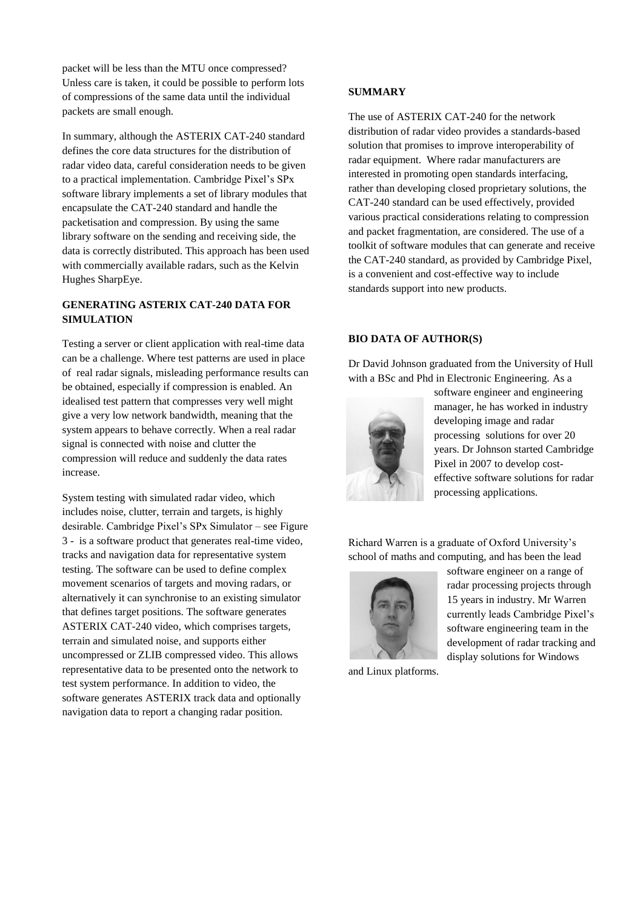packet will be less than the MTU once compressed? Unless care is taken, it could be possible to perform lots of compressions of the same data until the individual packets are small enough.

In summary, although the ASTERIX CAT-240 standard defines the core data structures for the distribution of radar video data, careful consideration needs to be given to a practical implementation. Cambridge Pixel's SPx software library implements a set of library modules that encapsulate the CAT-240 standard and handle the packetisation and compression. By using the same library software on the sending and receiving side, the data is correctly distributed. This approach has been used with commercially available radars, such as the Kelvin Hughes SharpEye.

## GENERATING ASTERIX CAT-240 DATA FOR SIMULATION

Testing a server or client application with real-time data can be a challenge. Where test patterns are used in place of real radar signals, misleading performance results can be obtained, especially if compression is enabled. An idealised test pattern that compresses very well might give a very low network bandwidth, meaning that the system appears to behave correctly. When a real radar signal is connected with noise and clutter the compression will reduce and suddenly the data rates increase.

System testing with simulated radar video, which includes noise, clutter, terrain and targets, is highly desirable. Cambridge Pixel's SPx Simulator – see Figure 3 - is a software product that generates real-time video, tracks and navigation data for representative system testing. The software can be used to define complex movement scenarios of targets and moving radars, or alternatively it can synchronise to an existing simulator that defines target positions. The software generates ASTERIX CAT-240 video, which comprises targets, terrain and simulated noise, and supports either uncompressed or ZLIB compressed video. This allows representative data to be presented onto the network to test system performance. In addition to video, the software generates ASTERIX track data and optionally navigation data to report a changing radar position.

## SUMMARY

The use of ASTERIX CAT-240 for the network distribution of radar video provides a standards-based solution that promises to improve interoperability of radar equipment. Where radar manufacturers are interested in promoting open standards interfacing, rather than developing closed proprietary solutions, the CAT-240 standard can be used effectively, provided various practical considerations relating to compression and packet fragmentation, are considered. The use of a toolkit of software modules that can generate and receive the CAT-240 standard, as provided by Cambridge Pixel, is a convenient and cost-effective way to include standards support into new products.

## BIO DATA OF AUTHOR(S)

Dr David Johnson graduated from the University of Hull with a BSc and Phd in Electronic Engineering. As a software engineer and engineering manager, he has worked in industry developing image and radar processing solutions for over 20 years. Dr Johnson started Cambridge Pixel in 2007 to develop cost-effective software solutions for radar processing applications.

Richard Warren is a graduate of Oxford University's school of maths and computing, and has been the lead software engineer on a range of radar processing projects through 15 years in industry. Mr Warren currently leads Cambridge Pixel's software engineering team in the development of radar tracking and display solutions for Windows and Linux platforms.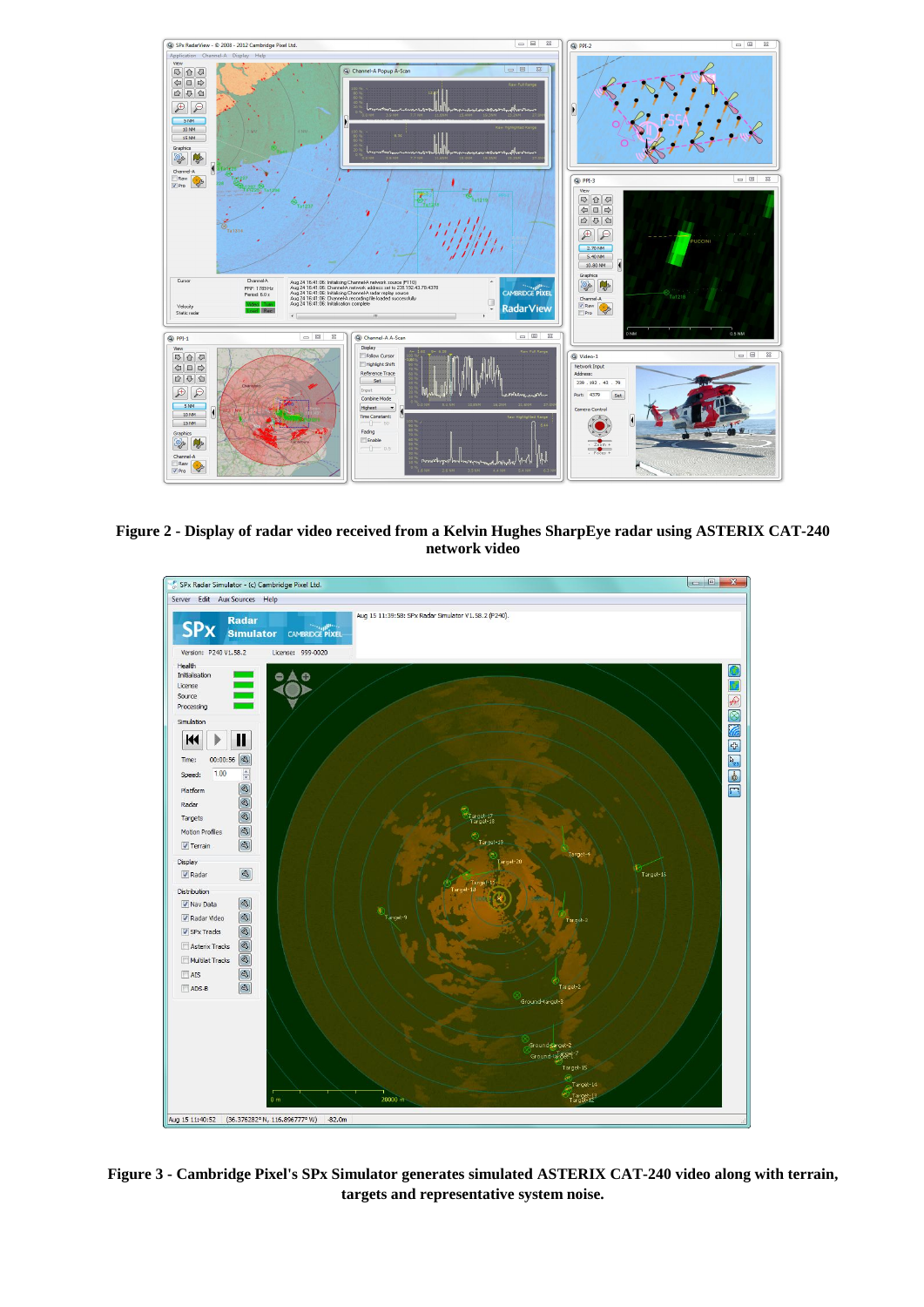**Figure 2 - Display of radar video received from a Kelvin Hughes SharpEye radar using ASTERIX CAT-240 network video**

**Figure 3 - Cambridge Pixel's SPx Simulator generates simulated ASTERIX CAT-240 video along with terrain, targets and representative system noise.**